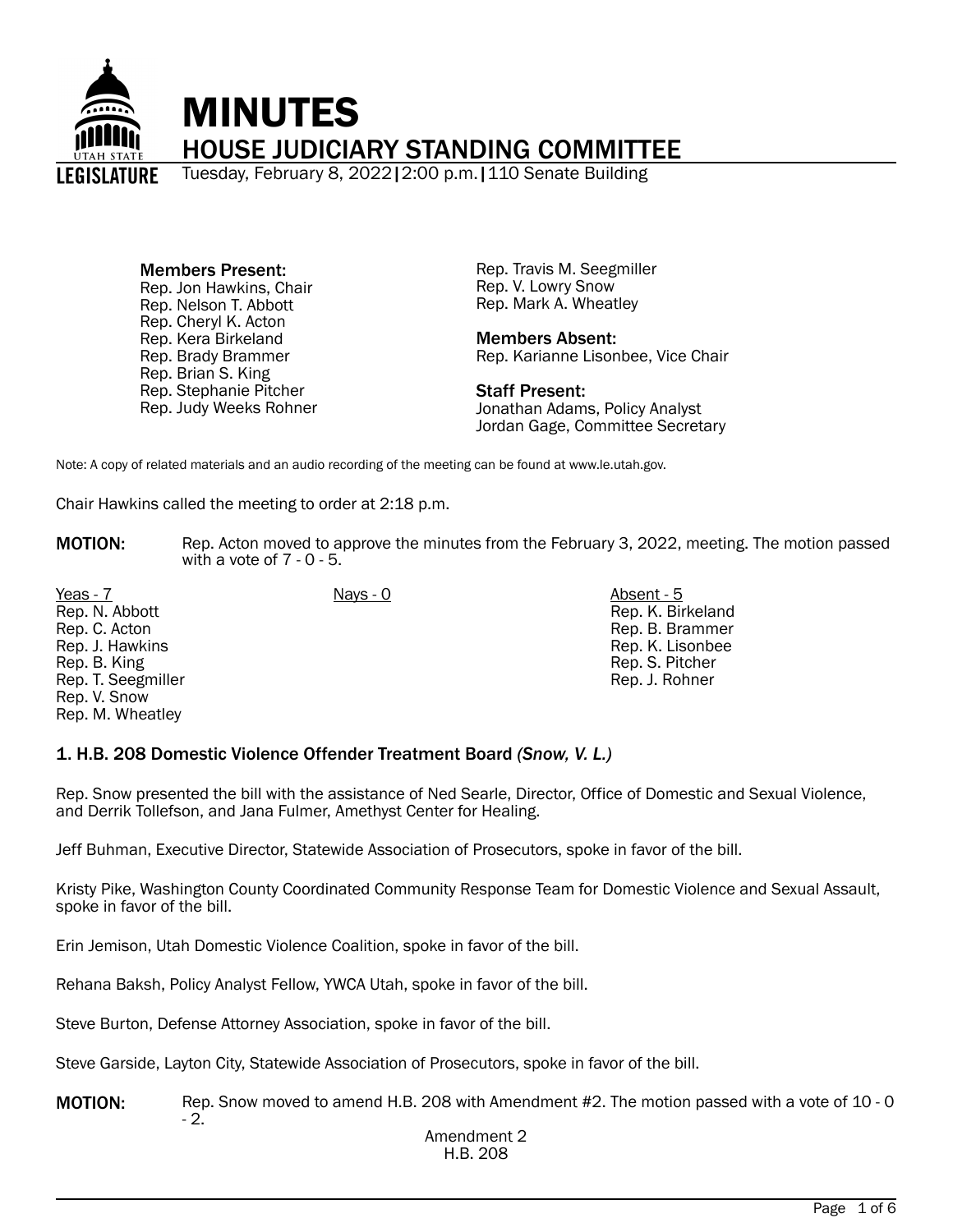# MINUTES

## HOUSE JUDICIARY STANDING COMMITTEE

Tuesday, February 8, 2022 | 2:00 p.m. | 110 Senate Building

**Members Present:**
Rep. Jon Hawkins, Chair
Rep. Nelson T. Abbott
Rep. Cheryl K. Acton
Rep. Kera Birkeland
Rep. Brady Brammer
Rep. Brian S. King
Rep. Stephanie Pitcher
Rep. Judy Weeks Rohner
Rep. Travis M. Seegmiller
Rep. V. Lowry Snow
Rep. Mark A. Wheatley

**Members Absent:**
Rep. Karianne Lisonbee, Vice Chair

**Staff Present:**
Jonathan Adams, Policy Analyst
Jordan Gage, Committee Secretary

Note: A copy of related materials and an audio recording of the meeting can be found at www.le.utah.gov.

Chair Hawkins called the meeting to order at 2:18 p.m.

**MOTION:** Rep. Acton moved to approve the minutes from the February 3, 2022, meeting. The motion passed with a vote of 7 - 0 - 5.

| Yeas - 7 | Nays - 0 | Absent - 5 |
| --- | --- | --- |
| Rep. N. Abbott | | Rep. K. Birkeland |
| Rep. C. Acton | | Rep. B. Brammer |
| Rep. J. Hawkins | | Rep. K. Lisonbee |
| Rep. B. King | | Rep. S. Pitcher |
| Rep. T. Seegmiller | | Rep. J. Rohner |
| Rep. V. Snow | | |
| Rep. M. Wheatley | | |

### 1. H.B. 208 Domestic Violence Offender Treatment Board *(Snow, V. L.)*

Rep. Snow presented the bill with the assistance of Ned Searle, Director, Office of Domestic and Sexual Violence, and Derrik Tollefson, and Jana Fulmer, Amethyst Center for Healing.

Jeff Buhman, Executive Director, Statewide Association of Prosecutors, spoke in favor of the bill.

Kristy Pike, Washington County Coordinated Community Response Team for Domestic Violence and Sexual Assault, spoke in favor of the bill.

Erin Jemison, Utah Domestic Violence Coalition, spoke in favor of the bill.

Rehana Baksh, Policy Analyst Fellow, YWCA Utah, spoke in favor of the bill.

Steve Burton, Defense Attorney Association, spoke in favor of the bill.

Steve Garside, Layton City, Statewide Association of Prosecutors, spoke in favor of the bill.

**MOTION:** Rep. Snow moved to amend H.B. 208 with Amendment #2. The motion passed with a vote of 10 - 0 - 2.

Amendment 2
H.B. 208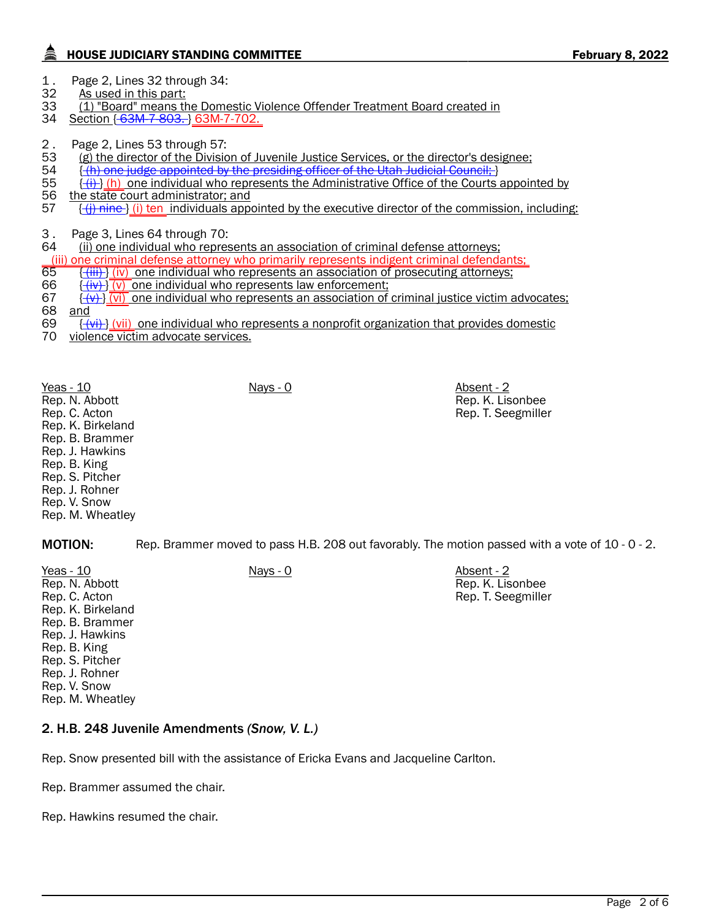1 . Page 2, Lines 32 through 34:

32 As used in this part:
33 (1) "Board" means the Domestic Violence Offender Treatment Board created in
34 Section { ~~63M-7-803.~~ } 63M-7-702.

2 . Page 2, Lines 53 through 57:

53 (g) the director of the Division of Juvenile Justice Services, or the director's designee;
54 { ~~(h) one judge appointed by the presiding officer of the Utah Judicial Council;~~ }
55 { ~~(i)~~ } (h) one individual who represents the Administrative Office of the Courts appointed by
56 the state court administrator; and
57 { ~~(j) nine~~ } (i) ten individuals appointed by the executive director of the commission, including:

3 . Page 3, Lines 64 through 70:

64 (ii) one individual who represents an association of criminal defense attorneys;
(iii) one criminal defense attorney who primarily represents indigent criminal defendants;
65 { ~~(iii)~~ } (iv) one individual who represents an association of prosecuting attorneys;
66 { ~~(iv)~~ } (v) one individual who represents law enforcement;
67 { ~~(v)~~ } (vi) one individual who represents an association of criminal justice victim advocates;
68 and
69 { ~~(vi)~~ } (vii) one individual who represents a nonprofit organization that provides domestic
70 violence victim advocate services.

| Yeas - 10 | Nays - 0 | Absent - 2 |
|---|---|---|
| Rep. N. Abbott | | Rep. K. Lisonbee |
| Rep. C. Acton | | Rep. T. Seegmiller |
| Rep. K. Birkeland | | |
| Rep. B. Brammer | | |
| Rep. J. Hawkins | | |
| Rep. B. King | | |
| Rep. S. Pitcher | | |
| Rep. J. Rohner | | |
| Rep. V. Snow | | |
| Rep. M. Wheatley | | |

**MOTION:** Rep. Brammer moved to pass H.B. 208 out favorably. The motion passed with a vote of 10 - 0 - 2.

| Yeas - 10 | Nays - 0 | Absent - 2 |
|---|---|---|
| Rep. N. Abbott | | Rep. K. Lisonbee |
| Rep. C. Acton | | Rep. T. Seegmiller |
| Rep. K. Birkeland | | |
| Rep. B. Brammer | | |
| Rep. J. Hawkins | | |
| Rep. B. King | | |
| Rep. S. Pitcher | | |
| Rep. J. Rohner | | |
| Rep. V. Snow | | |
| Rep. M. Wheatley | | |

### 2. H.B. 248 Juvenile Amendments *(Snow, V. L.)*

Rep. Snow presented bill with the assistance of Ericka Evans and Jacqueline Carlton.

Rep. Brammer assumed the chair.

Rep. Hawkins resumed the chair.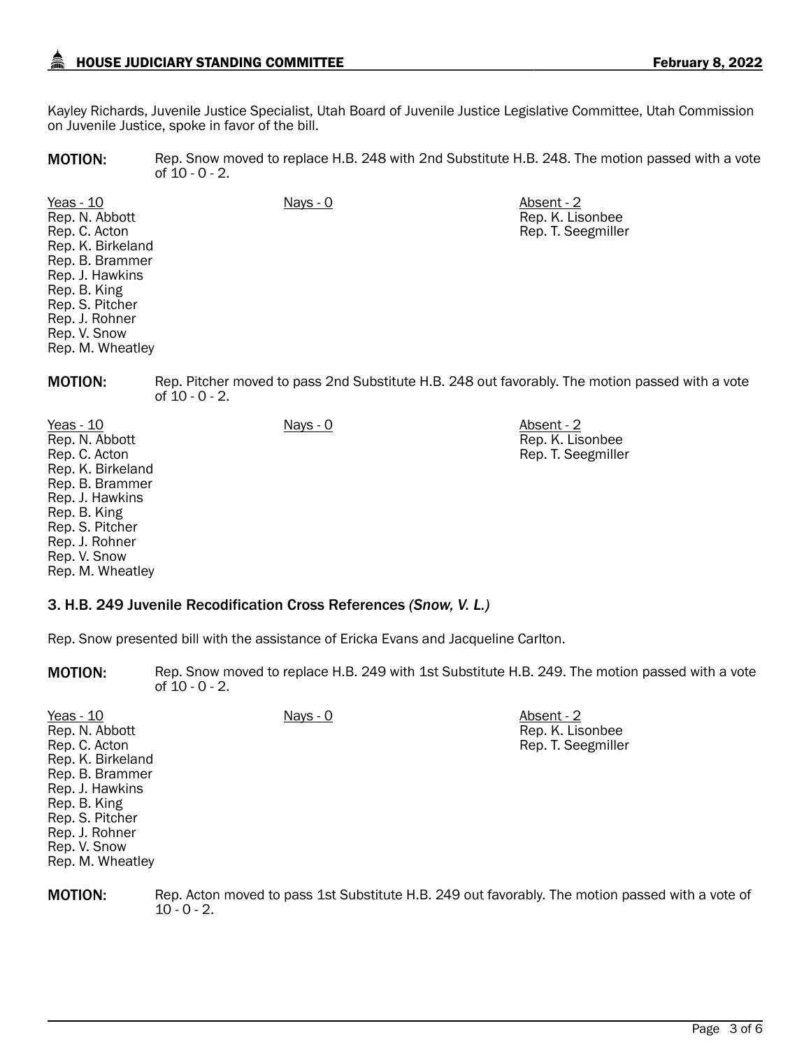Kayley Richards, Juvenile Justice Specialist, Utah Board of Juvenile Justice Legislative Committee, Utah Commission on Juvenile Justice, spoke in favor of the bill.

**MOTION:** Rep. Snow moved to replace H.B. 248 with 2nd Substitute H.B. 248. The motion passed with a vote of 10 - 0 - 2.

| Yeas - 10 | Nays - 0 | Absent - 2 |
|---|---|---|
| Rep. N. Abbott | | Rep. K. Lisonbee |
| Rep. C. Acton | | Rep. T. Seegmiller |
| Rep. K. Birkeland | | |
| Rep. B. Brammer | | |
| Rep. J. Hawkins | | |
| Rep. B. King | | |
| Rep. S. Pitcher | | |
| Rep. J. Rohner | | |
| Rep. V. Snow | | |
| Rep. M. Wheatley | | |

**MOTION:** Rep. Pitcher moved to pass 2nd Substitute H.B. 248 out favorably. The motion passed with a vote of 10 - 0 - 2.

| Yeas - 10 | Nays - 0 | Absent - 2 |
|---|---|---|
| Rep. N. Abbott | | Rep. K. Lisonbee |
| Rep. C. Acton | | Rep. T. Seegmiller |
| Rep. K. Birkeland | | |
| Rep. B. Brammer | | |
| Rep. J. Hawkins | | |
| Rep. B. King | | |
| Rep. S. Pitcher | | |
| Rep. J. Rohner | | |
| Rep. V. Snow | | |
| Rep. M. Wheatley | | |

### 3. H.B. 249 Juvenile Recodification Cross References *(Snow, V. L.)*

Rep. Snow presented bill with the assistance of Ericka Evans and Jacqueline Carlton.

**MOTION:** Rep. Snow moved to replace H.B. 249 with 1st Substitute H.B. 249. The motion passed with a vote of 10 - 0 - 2.

| Yeas - 10 | Nays - 0 | Absent - 2 |
|---|---|---|
| Rep. N. Abbott | | Rep. K. Lisonbee |
| Rep. C. Acton | | Rep. T. Seegmiller |
| Rep. K. Birkeland | | |
| Rep. B. Brammer | | |
| Rep. J. Hawkins | | |
| Rep. B. King | | |
| Rep. S. Pitcher | | |
| Rep. J. Rohner | | |
| Rep. V. Snow | | |
| Rep. M. Wheatley | | |

**MOTION:** Rep. Acton moved to pass 1st Substitute H.B. 249 out favorably. The motion passed with a vote of 10 - 0 - 2.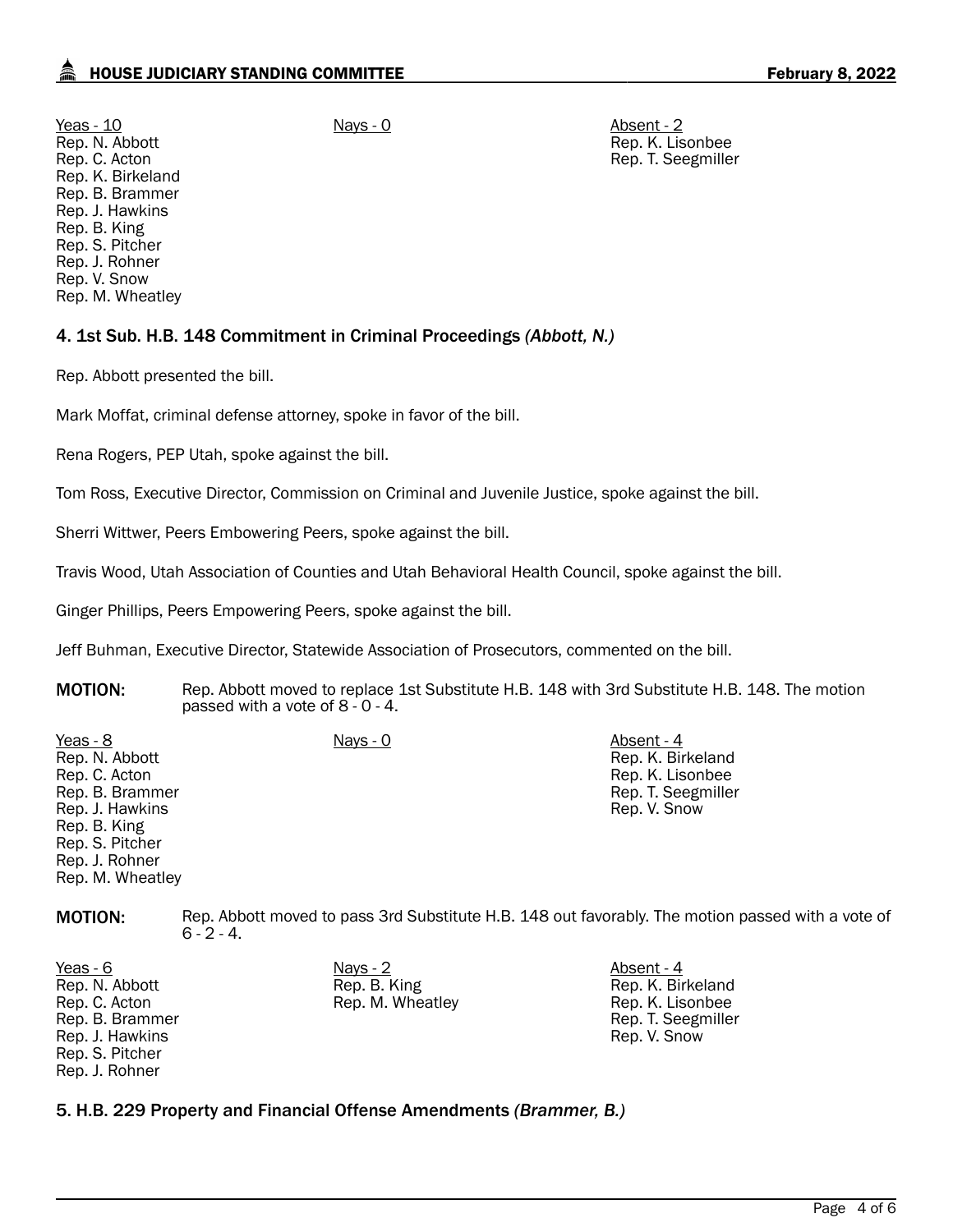| Yeas - 10 | Nays - 0 | Absent - 2 |
|---|---|---|
| Rep. N. Abbott | | Rep. K. Lisonbee |
| Rep. C. Acton | | Rep. T. Seegmiller |
| Rep. K. Birkeland | | |
| Rep. B. Brammer | | |
| Rep. J. Hawkins | | |
| Rep. B. King | | |
| Rep. S. Pitcher | | |
| Rep. J. Rohner | | |
| Rep. V. Snow | | |
| Rep. M. Wheatley | | |

### 4. 1st Sub. H.B. 148 Commitment in Criminal Proceedings *(Abbott, N.)*

Rep. Abbott presented the bill.

Mark Moffat, criminal defense attorney, spoke in favor of the bill.

Rena Rogers, PEP Utah, spoke against the bill.

Tom Ross, Executive Director, Commission on Criminal and Juvenile Justice, spoke against the bill.

Sherri Wittwer, Peers Embowering Peers, spoke against the bill.

Travis Wood, Utah Association of Counties and Utah Behavioral Health Council, spoke against the bill.

Ginger Phillips, Peers Empowering Peers, spoke against the bill.

Jeff Buhman, Executive Director, Statewide Association of Prosecutors, commented on the bill.

**MOTION:** Rep. Abbott moved to replace 1st Substitute H.B. 148 with 3rd Substitute H.B. 148. The motion passed with a vote of 8 - 0 - 4.

| Yeas - 8 | Nays - 0 | Absent - 4 |
|---|---|---|
| Rep. N. Abbott | | Rep. K. Birkeland |
| Rep. C. Acton | | Rep. K. Lisonbee |
| Rep. B. Brammer | | Rep. T. Seegmiller |
| Rep. J. Hawkins | | Rep. V. Snow |
| Rep. B. King | | |
| Rep. S. Pitcher | | |
| Rep. J. Rohner | | |
| Rep. M. Wheatley | | |

**MOTION:** Rep. Abbott moved to pass 3rd Substitute H.B. 148 out favorably. The motion passed with a vote of 6 - 2 - 4.

| Yeas - 6 | Nays - 2 | Absent - 4 |
|---|---|---|
| Rep. N. Abbott | Rep. B. King | Rep. K. Birkeland |
| Rep. C. Acton | Rep. M. Wheatley | Rep. K. Lisonbee |
| Rep. B. Brammer | | Rep. T. Seegmiller |
| Rep. J. Hawkins | | Rep. V. Snow |
| Rep. S. Pitcher | | |
| Rep. J. Rohner | | |

### 5. H.B. 229 Property and Financial Offense Amendments *(Brammer, B.)*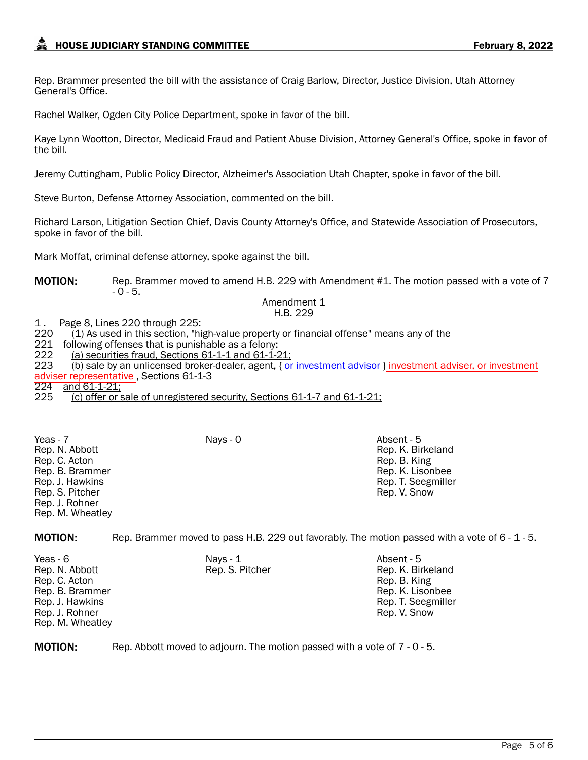Rep. Brammer presented the bill with the assistance of Craig Barlow, Director, Justice Division, Utah Attorney General's Office.

Rachel Walker, Ogden City Police Department, spoke in favor of the bill.

Kaye Lynn Wootton, Director, Medicaid Fraud and Patient Abuse Division, Attorney General's Office, spoke in favor of the bill.

Jeremy Cuttingham, Public Policy Director, Alzheimer's Association Utah Chapter, spoke in favor of the bill.

Steve Burton, Defense Attorney Association, commented on the bill.

Richard Larson, Litigation Section Chief, Davis County Attorney's Office, and Statewide Association of Prosecutors, spoke in favor of the bill.

Mark Moffat, criminal defense attorney, spoke against the bill.

**MOTION:** Rep. Brammer moved to amend H.B. 229 with Amendment #1. The motion passed with a vote of 7 - 0 - 5.

Amendment 1
H.B. 229

1 . Page 8, Lines 220 through 225:

220 (1) As used in this section, "high-value property or financial offense" means any of the
221 following offenses that is punishable as a felony:
222 (a) securities fraud, Sections 61-1-1 and 61-1-21;
223 (b) sale by an unlicensed broker-dealer, agent, { ~~or investment advisor~~ } investment adviser, or investment adviser representative , Sections 61-1-3
224 and 61-1-21;
225 (c) offer or sale of unregistered security, Sections 61-1-7 and 61-1-21;

| Yeas - 7 | Nays - 0 | Absent - 5 |
|---|---|---|
| Rep. N. Abbott | | Rep. K. Birkeland |
| Rep. C. Acton | | Rep. B. King |
| Rep. B. Brammer | | Rep. K. Lisonbee |
| Rep. J. Hawkins | | Rep. T. Seegmiller |
| Rep. S. Pitcher | | Rep. V. Snow |
| Rep. J. Rohner | | |
| Rep. M. Wheatley | | |

**MOTION:** Rep. Brammer moved to pass H.B. 229 out favorably. The motion passed with a vote of 6 - 1 - 5.

| Yeas - 6 | Nays - 1 | Absent - 5 |
|---|---|---|
| Rep. N. Abbott | Rep. S. Pitcher | Rep. K. Birkeland |
| Rep. C. Acton | | Rep. B. King |
| Rep. B. Brammer | | Rep. K. Lisonbee |
| Rep. J. Hawkins | | Rep. T. Seegmiller |
| Rep. J. Rohner | | Rep. V. Snow |
| Rep. M. Wheatley | | |

**MOTION:** Rep. Abbott moved to adjourn. The motion passed with a vote of 7 - 0 - 5.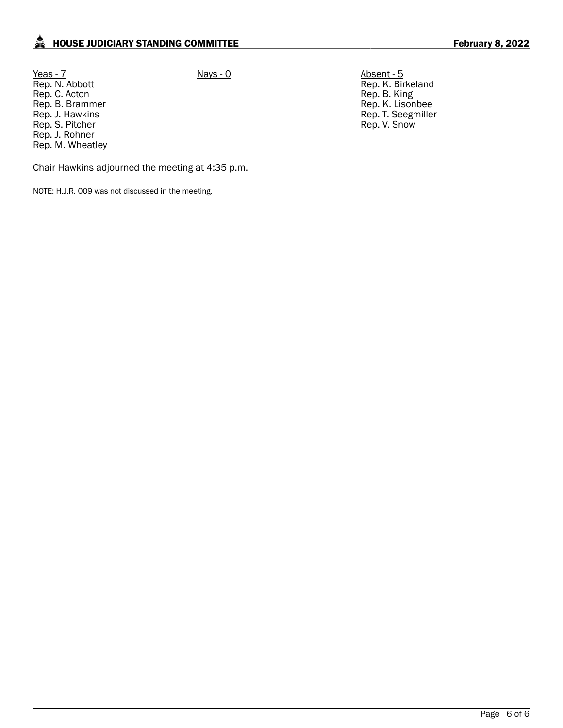| Yeas - 7 | Nays - 0 | Absent - 5 |
|---|---|---|
| Rep. N. Abbott | | Rep. K. Birkeland |
| Rep. C. Acton | | Rep. B. King |
| Rep. B. Brammer | | Rep. K. Lisonbee |
| Rep. J. Hawkins | | Rep. T. Seegmiller |
| Rep. S. Pitcher | | Rep. V. Snow |
| Rep. J. Rohner | | |
| Rep. M. Wheatley | | |

Chair Hawkins adjourned the meeting at 4:35 p.m.

NOTE: H.J.R. 009 was not discussed in the meeting.